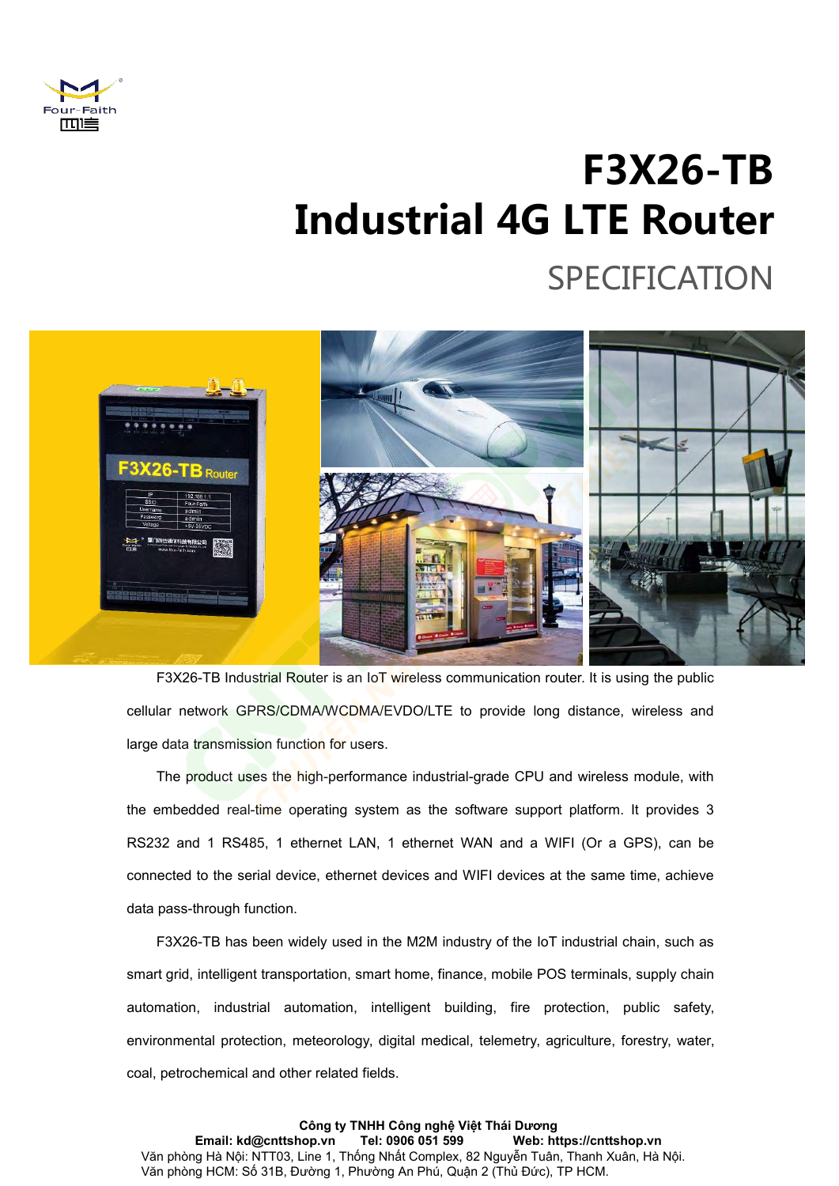# F3X26-TB

# Industrial 4G LTE Router

## SPECIFICATION

F3X26-TB Industrial Router is an IoT wireless communication router. It is using the public cellular network GPRS/CDMA/WCDMA/EVDO/LTE to provide long distance, wireless and large data transmission function for users.

The product uses the high-performance industrial-grade CPU and wireless module, with the embedded real-time operating system as the software support platform. It provides 3 RS232 and 1 RS485, 1 ethernet LAN, 1 ethernet WAN and a WIFI (Or a GPS), can be connected to the serial device, ethernet devices and WIFI devices at the same time, achieve data pass-through function.

F3X26-TB has been widely used in the M2M industry of the IoT industrial chain, such as smart grid, intelligent transportation, smart home, finance, mobile POS terminals, supply chain automation, industrial automation, intelligent building, fire protection, public safety, environmental protection, meteorology, digital medical, telemetry, agriculture, forestry, water, coal, petrochemical and other related fields.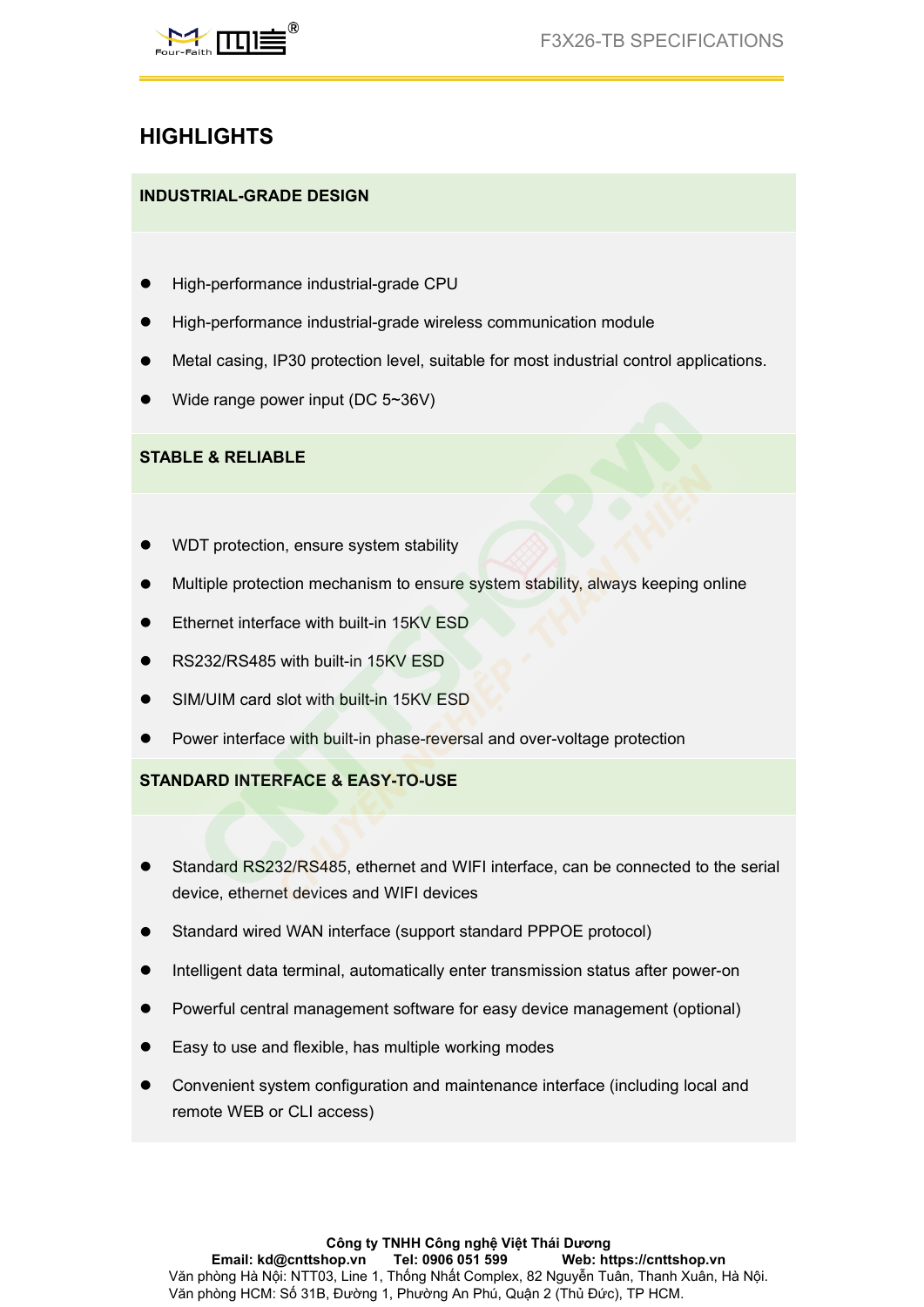## HIGHLIGHTS

### INDUSTRIAL-GRADE DESIGN

- High-performance industrial-grade CPU
- High-performance industrial-grade wireless communication module
- Metal casing, IP30 protection level, suitable for most industrial control applications.
- Wide range power input (DC 5~36V)

### STABLE & RELIABLE

- WDT protection, ensure system stability
- Multiple protection mechanism to ensure system stability, always keeping online
- Ethernet interface with built-in 15KV ESD
- RS232/RS485 with built-in 15KV ESD
- SIM/UIM card slot with built-in 15KV ESD
- Power interface with built-in phase-reversal and over-voltage protection

### STANDARD INTERFACE & EASY-TO-USE

- Standard RS232/RS485, ethernet and WIFI interface, can be connected to the serial device, ethernet devices and WIFI devices
- Standard wired WAN interface (support standard PPPOE protocol)
- Intelligent data terminal, automatically enter transmission status after power-on
- Powerful central management software for easy device management (optional)
- Easy to use and flexible, has multiple working modes
- Convenient system configuration and maintenance interface (including local and remote WEB or CLI access)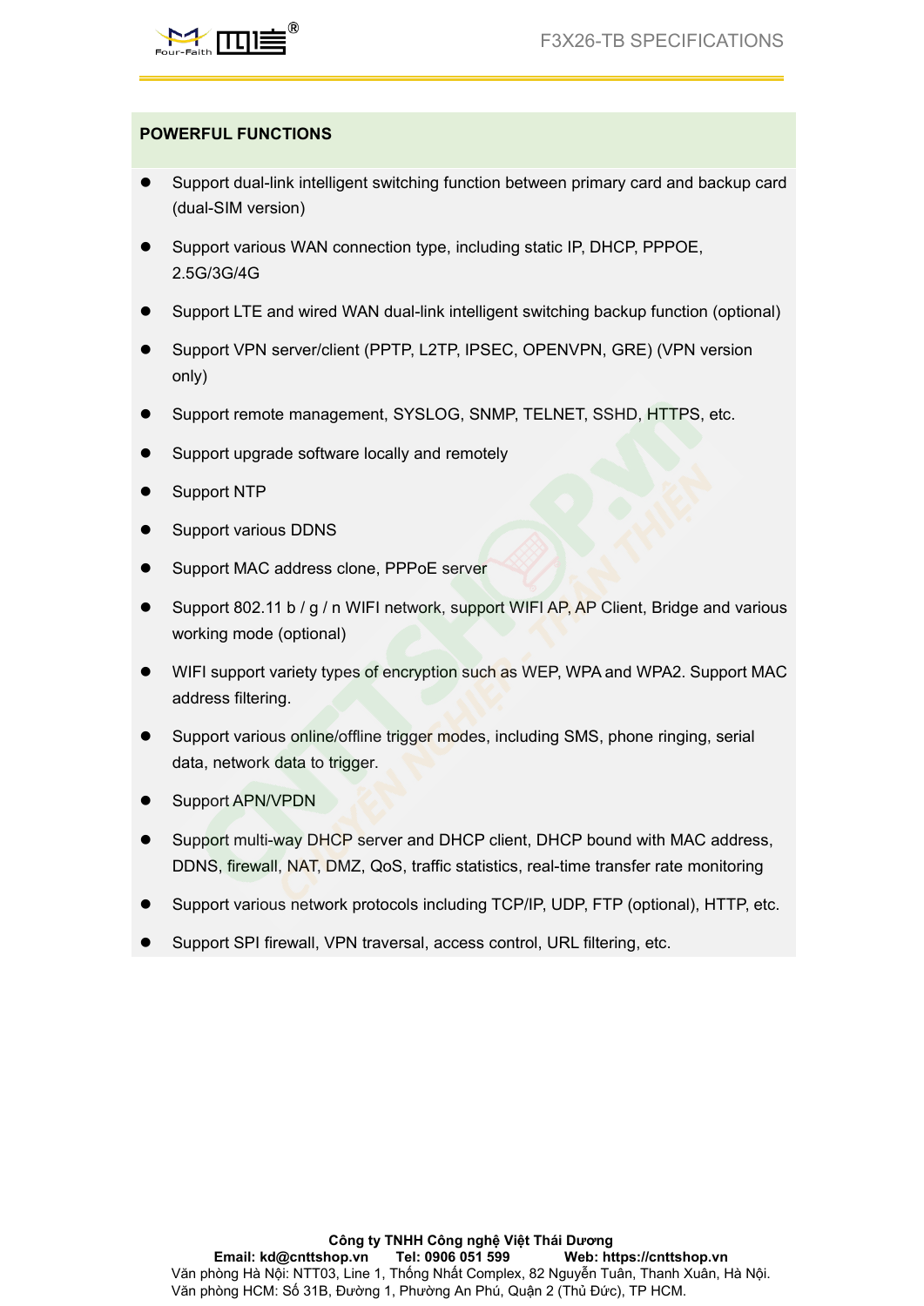## POWERFUL FUNCTIONS

- Support dual-link intelligent switching function between primary card and backup card (dual-SIM version)
- Support various WAN connection type, including static IP, DHCP, PPPOE, 2.5G/3G/4G
- Support LTE and wired WAN dual-link intelligent switching backup function (optional)
- Support VPN server/client (PPTP, L2TP, IPSEC, OPENVPN, GRE) (VPN version only)
- Support remote management, SYSLOG, SNMP, TELNET, SSHD, HTTPS, etc.
- Support upgrade software locally and remotely
- Support NTP
- Support various DDNS
- Support MAC address clone, PPPoE server
- Support 802.11 b / g / n WIFI network, support WIFI AP, AP Client, Bridge and various working mode (optional)
- WIFI support variety types of encryption such as WEP, WPA and WPA2. Support MAC address filtering.
- Support various online/offline trigger modes, including SMS, phone ringing, serial data, network data to trigger.
- Support APN/VPDN
- Support multi-way DHCP server and DHCP client, DHCP bound with MAC address, DDNS, firewall, NAT, DMZ, QoS, traffic statistics, real-time transfer rate monitoring
- Support various network protocols including TCP/IP, UDP, FTP (optional), HTTP, etc.
- Support SPI firewall, VPN traversal, access control, URL filtering, etc.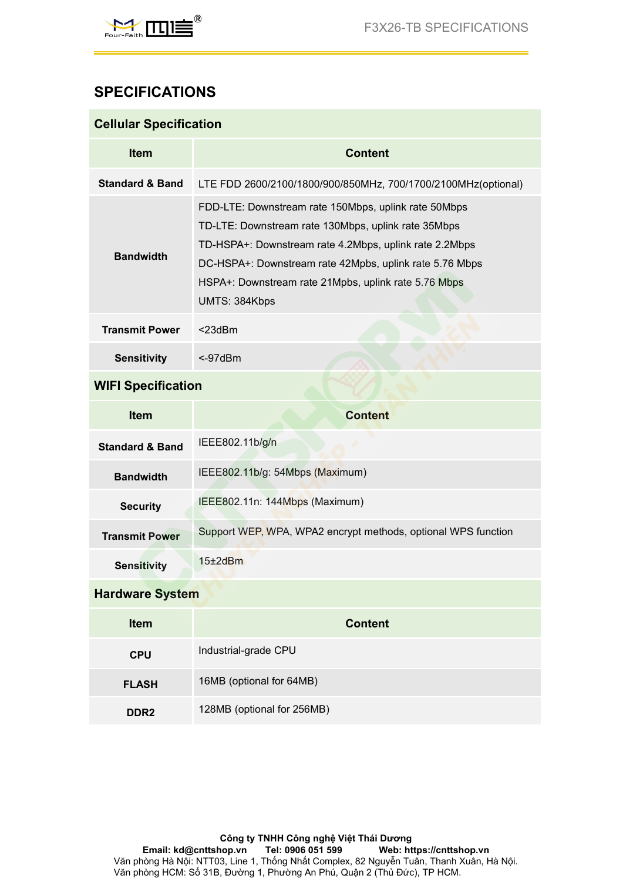## SPECIFICATIONS

### Cellular Specification

| Item | Content |
|---|---|
| Standard & Band | LTE FDD 2600/2100/1800/900/850MHz, 700/1700/2100MHz(optional) |
| Bandwidth | FDD-LTE: Downstream rate 150Mbps, uplink rate 50Mbps<br>TD-LTE: Downstream rate 130Mbps, uplink rate 35Mbps<br>TD-HSPA+: Downstream rate 4.2Mbps, uplink rate 2.2Mbps<br>DC-HSPA+: Downstream rate 42Mpbs, uplink rate 5.76 Mbps<br>HSPA+: Downstream rate 21Mpbs, uplink rate 5.76 Mbps<br>UMTS: 384Kbps |
| Transmit Power | <23dBm |
| Sensitivity | <-97dBm |

### WIFI Specification

| Item | Content |
|---|---|
| Standard & Band | IEEE802.11b/g/n |
| Bandwidth | IEEE802.11b/g: 54Mbps (Maximum) |
| Security | IEEE802.11n: 144Mbps (Maximum) |
| Transmit Power | Support WEP, WPA, WPA2 encrypt methods, optional WPS function |
| Sensitivity | 15±2dBm |

### Hardware System

| Item | Content |
|---|---|
| CPU | Industrial-grade CPU |
| FLASH | 16MB (optional for 64MB) |
| DDR2 | 128MB (optional for 256MB) |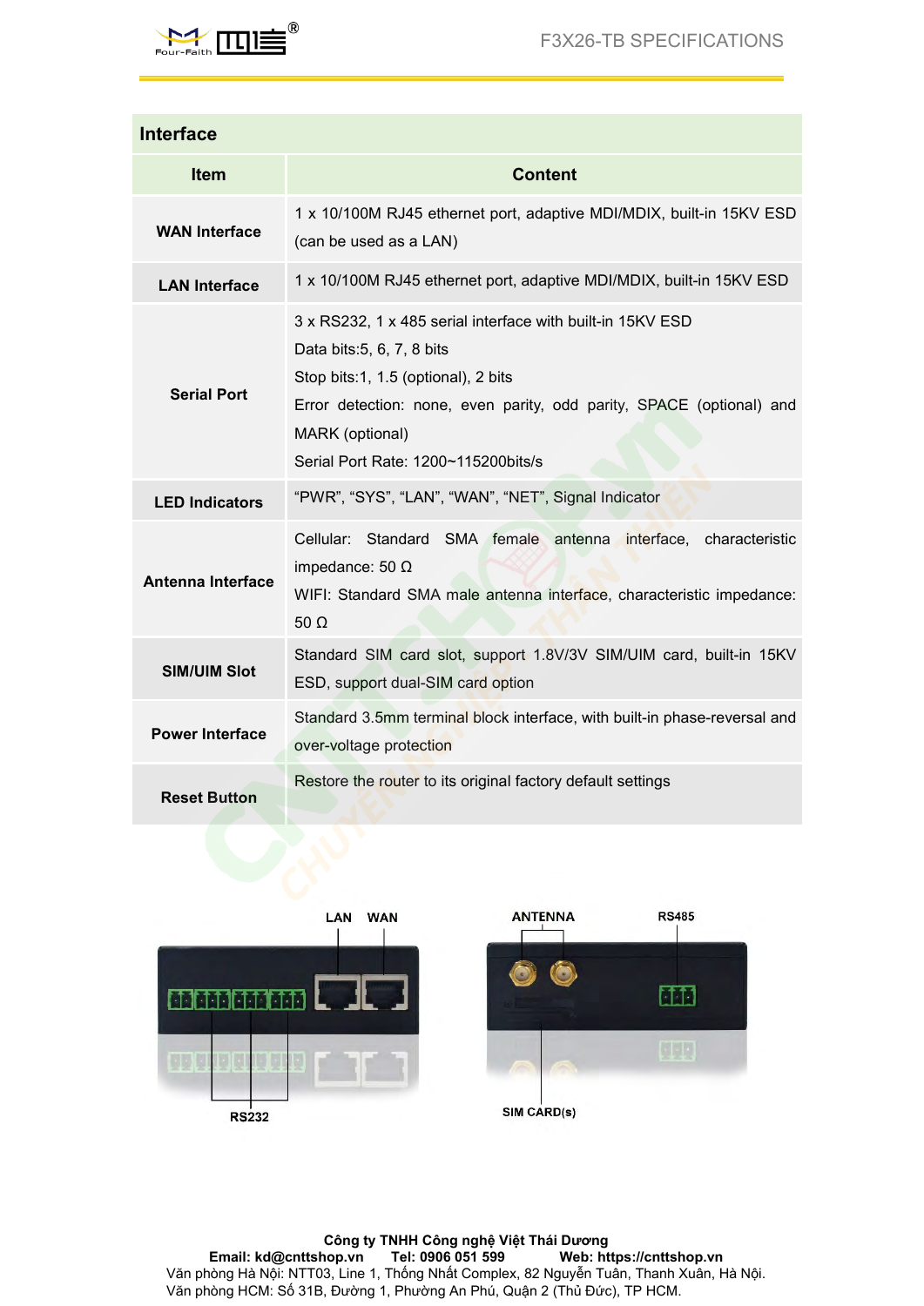## Interface

| Item | Content |
|---|---|
| **WAN Interface** | 1 x 10/100M RJ45 ethernet port, adaptive MDI/MDIX, built-in 15KV ESD (can be used as a LAN) |
| **LAN Interface** | 1 x 10/100M RJ45 ethernet port, adaptive MDI/MDIX, built-in 15KV ESD |
| **Serial Port** | 3 x RS232, 1 x 485 serial interface with built-in 15KV ESD<br>Data bits:5, 6, 7, 8 bits<br>Stop bits:1, 1.5 (optional), 2 bits<br>Error detection: none, even parity, odd parity, SPACE (optional) and MARK (optional)<br>Serial Port Rate: 1200~115200bits/s |
| **LED Indicators** | “PWR”, “SYS”, “LAN”, “WAN”, “NET”, Signal Indicator |
| **Antenna Interface** | Cellular: Standard SMA female antenna interface, characteristic impedance: 50 Ω<br>WIFI: Standard SMA male antenna interface, characteristic impedance: 50 Ω |
| **SIM/UIM Slot** | Standard SIM card slot, support 1.8V/3V SIM/UIM card, built-in 15KV ESD, support dual-SIM card option |
| **Power Interface** | Standard 3.5mm terminal block interface, with built-in phase-reversal and over-voltage protection |
| **Reset Button** | Restore the router to its original factory default settings |

LAN WAN

RS232

ANTENNA RS485

SIM CARD(s)

**Công ty TNHH Công nghệ Việt Thái Dương**
**Email: kd@cnttshop.vn Tel: 0906 051 599 Web: https://cnttshop.vn**
Văn phòng Hà Nội: NTT03, Line 1, Thống Nhất Complex, 82 Nguyễn Tuân, Thanh Xuân, Hà Nội.
Văn phòng HCM: Số 31B, Đường 1, Phường An Phú, Quận 2 (Thủ Đức), TP HCM.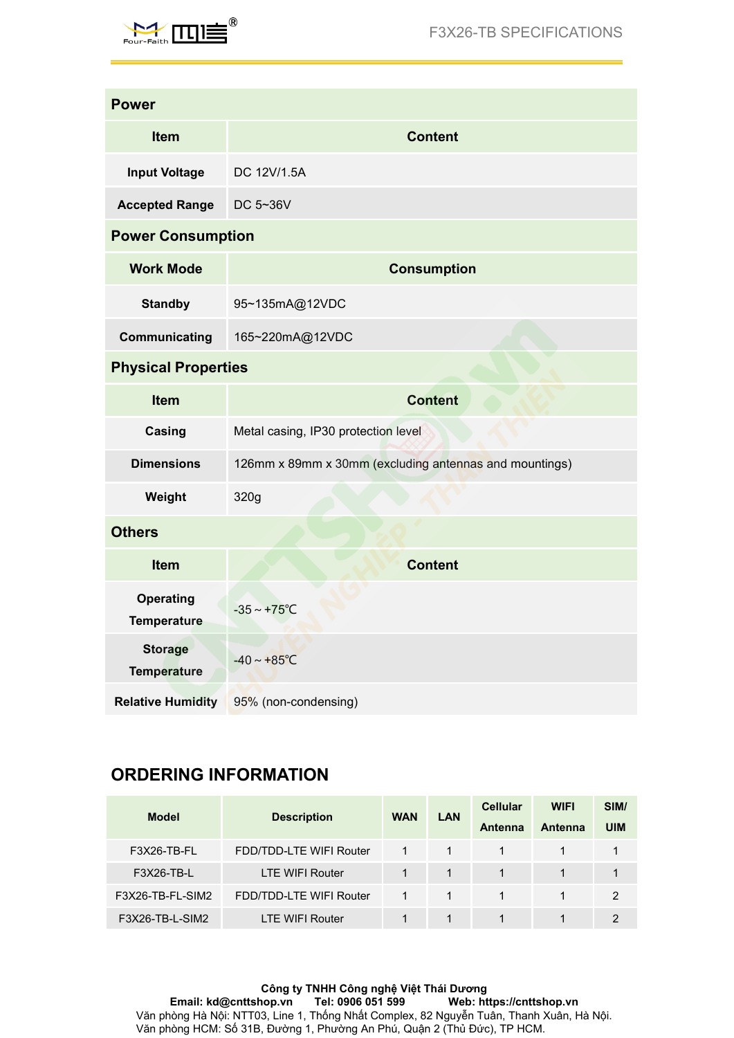| Power | |
|---|---|
| **Item** | **Content** |
| **Input Voltage** | DC 12V/1.5A |
| **Accepted Range** | DC 5~36V |

| Power Consumption | |
|---|---|
| **Work Mode** | **Consumption** |
| **Standby** | 95~135mA@12VDC |
| **Communicating** | 165~220mA@12VDC |

| Physical Properties | |
|---|---|
| **Item** | **Content** |
| **Casing** | Metal casing, IP30 protection level |
| **Dimensions** | 126mm x 89mm x 30mm (excluding antennas and mountings) |
| **Weight** | 320g |

| Others | |
|---|---|
| **Item** | **Content** |
| **Operating Temperature** | -35 ~ +75℃ |
| **Storage Temperature** | -40 ~ +85℃ |
| **Relative Humidity** | 95% (non-condensing) |

## ORDERING INFORMATION

| Model | Description | WAN | LAN | Cellular Antenna | WIFI Antenna | SIM/ UIM |
|---|---|---|---|---|---|---|
| F3X26-TB-FL | FDD/TDD-LTE WIFI Router | 1 | 1 | 1 | 1 | 1 |
| F3X26-TB-L | LTE WIFI Router | 1 | 1 | 1 | 1 | 1 |
| F3X26-TB-FL-SIM2 | FDD/TDD-LTE WIFI Router | 1 | 1 | 1 | 1 | 2 |
| F3X26-TB-L-SIM2 | LTE WIFI Router | 1 | 1 | 1 | 1 | 2 |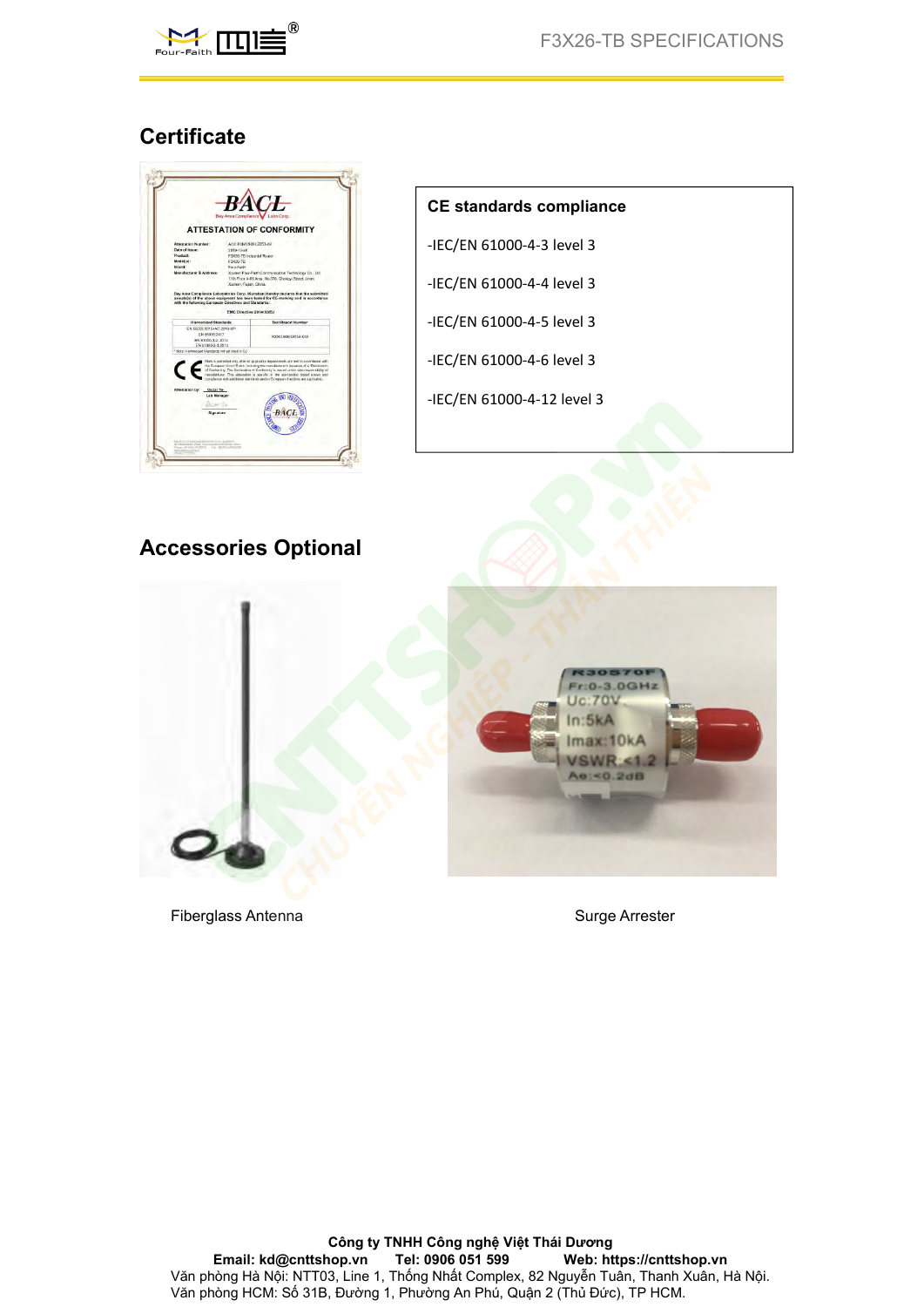## Certificate

**CE standards compliance**

-IEC/EN 61000-4-3 level 3

-IEC/EN 61000-4-4 level 3

-IEC/EN 61000-4-5 level 3

-IEC/EN 61000-4-6 level 3

-IEC/EN 61000-4-12 level 3

## Accessories Optional

Fiberglass Antenna

Surge Arrester

**Công ty TNHH Công nghệ Việt Thái Dương**

**Email: kd@cnttshop.vn Tel: 0906 051 599 Web: https://cnttshop.vn**

Văn phòng Hà Nội: NTT03, Line 1, Thống Nhất Complex, 82 Nguyễn Tuân, Thanh Xuân, Hà Nội.

Văn phòng HCM: Số 31B, Đường 1, Phường An Phú, Quận 2 (Thủ Đức), TP HCM.